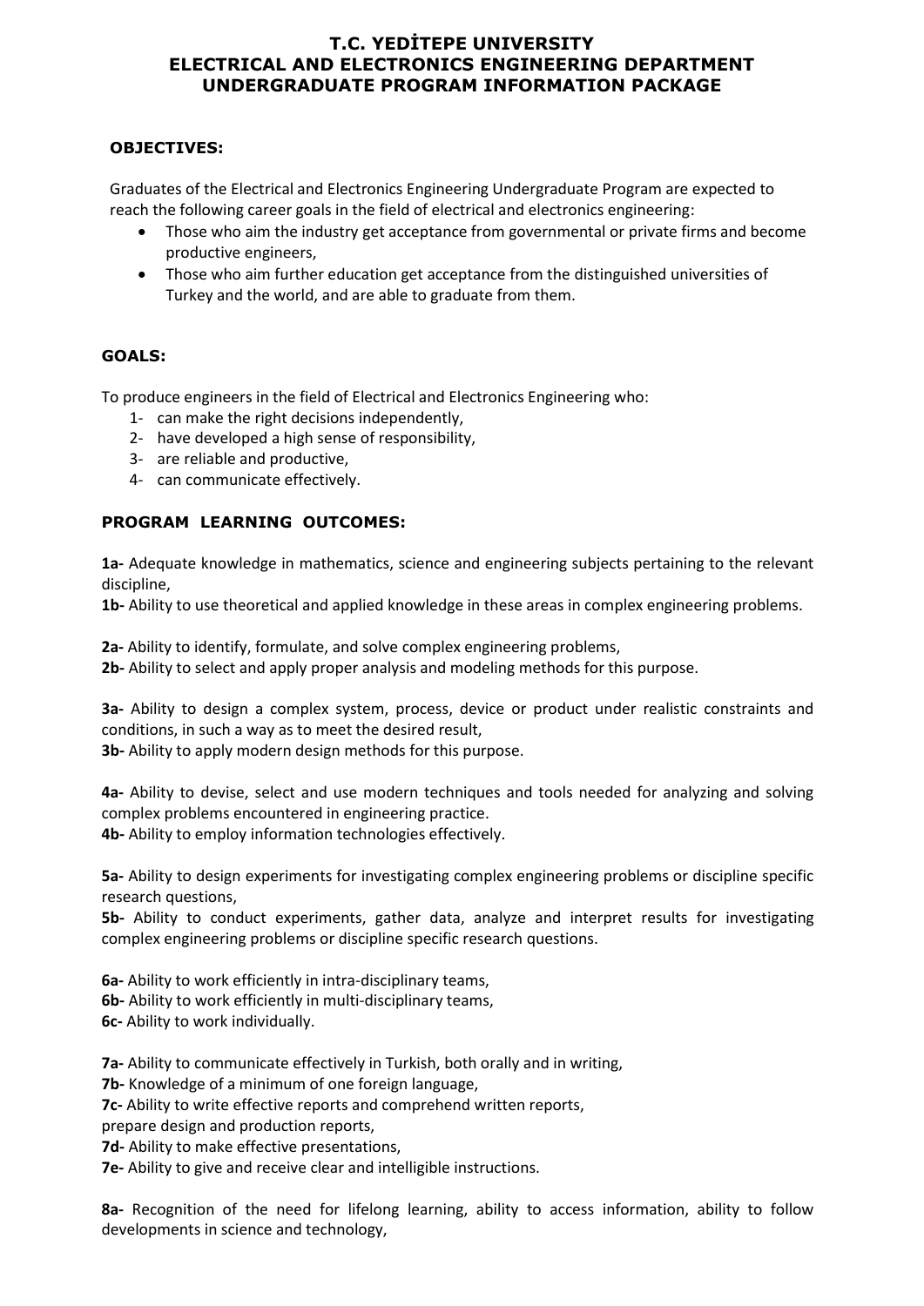# T.C. YEDİTEPE UNIVERSITY
# ELECTRICAL AND ELECTRONICS ENGINEERING DEPARTMENT
# UNDERGRADUATE PROGRAM INFORMATION PACKAGE

## OBJECTIVES:

Graduates of the Electrical and Electronics Engineering Undergraduate Program are expected to reach the following career goals in the field of electrical and electronics engineering:

- Those who aim the industry get acceptance from governmental or private firms and become productive engineers,
- Those who aim further education get acceptance from the distinguished universities of Turkey and the world, and are able to graduate from them.

## GOALS:

To produce engineers in the field of Electrical and Electronics Engineering who:

1- can make the right decisions independently,
2- have developed a high sense of responsibility,
3- are reliable and productive,
4- can communicate effectively.

## PROGRAM LEARNING OUTCOMES:

**1a-** Adequate knowledge in mathematics, science and engineering subjects pertaining to the relevant discipline,
**1b-** Ability to use theoretical and applied knowledge in these areas in complex engineering problems.

**2a-** Ability to identify, formulate, and solve complex engineering problems,
**2b-** Ability to select and apply proper analysis and modeling methods for this purpose.

**3a-** Ability to design a complex system, process, device or product under realistic constraints and conditions, in such a way as to meet the desired result,
**3b-** Ability to apply modern design methods for this purpose.

**4a-** Ability to devise, select and use modern techniques and tools needed for analyzing and solving complex problems encountered in engineering practice.
**4b-** Ability to employ information technologies effectively.

**5a-** Ability to design experiments for investigating complex engineering problems or discipline specific research questions,
**5b-** Ability to conduct experiments, gather data, analyze and interpret results for investigating complex engineering problems or discipline specific research questions.

**6a-** Ability to work efficiently in intra-disciplinary teams,
**6b-** Ability to work efficiently in multi-disciplinary teams,
**6c-** Ability to work individually.

**7a-** Ability to communicate effectively in Turkish, both orally and in writing,
**7b-** Knowledge of a minimum of one foreign language,
**7c-** Ability to write effective reports and comprehend written reports,
prepare design and production reports,
**7d-** Ability to make effective presentations,
**7e-** Ability to give and receive clear and intelligible instructions.

**8a-** Recognition of the need for lifelong learning, ability to access information, ability to follow developments in science and technology,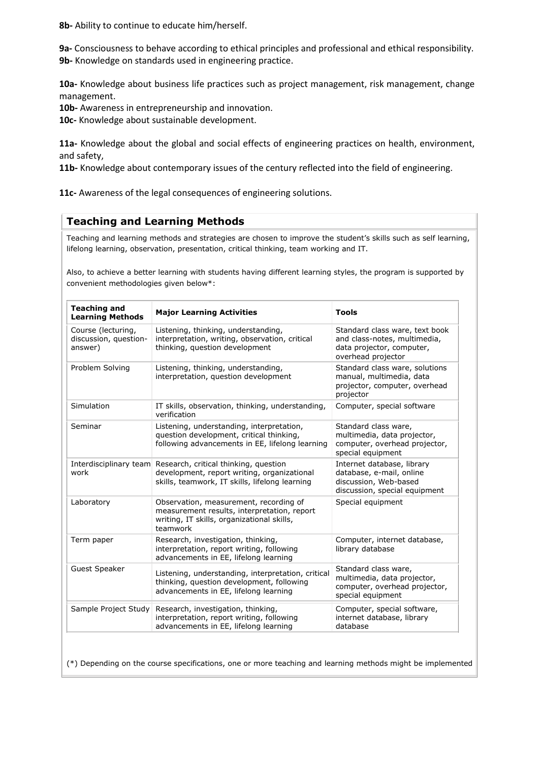**8b-** Ability to continue to educate him/herself.

**9a-** Consciousness to behave according to ethical principles and professional and ethical responsibility.
**9b-** Knowledge on standards used in engineering practice.

**10a-** Knowledge about business life practices such as project management, risk management, change management.
**10b-** Awareness in entrepreneurship and innovation.
**10c-** Knowledge about sustainable development.

**11a-** Knowledge about the global and social effects of engineering practices on health, environment, and safety,
**11b-** Knowledge about contemporary issues of the century reflected into the field of engineering.

**11c-** Awareness of the legal consequences of engineering solutions.

## Teaching and Learning Methods

Teaching and learning methods and strategies are chosen to improve the student's skills such as self learning, lifelong learning, observation, presentation, critical thinking, team working and IT.

Also, to achieve a better learning with students having different learning styles, the program is supported by convenient methodologies given below*:

| Teaching and Learning Methods | Major Learning Activities | Tools |
|---|---|---|
| Course (lecturing, discussion, question-answer) | Listening, thinking, understanding, interpretation, writing, observation, critical thinking, question development | Standard class ware, text book and class-notes, multimedia, data projector, computer, overhead projector |
| Problem Solving | Listening, thinking, understanding, interpretation, question development | Standard class ware, solutions manual, multimedia, data projector, computer, overhead projector |
| Simulation | IT skills, observation, thinking, understanding, verification | Computer, special software |
| Seminar | Listening, understanding, interpretation, question development, critical thinking, following advancements in EE, lifelong learning | Standard class ware, multimedia, data projector, computer, overhead projector, special equipment |
| Interdisciplinary team work | Research, critical thinking, question development, report writing, organizational skills, teamwork, IT skills, lifelong learning | Internet database, library database, e-mail, online discussion, Web-based discussion, special equipment |
| Laboratory | Observation, measurement, recording of measurement results, interpretation, report writing, IT skills, organizational skills, teamwork | Special equipment |
| Term paper | Research, investigation, thinking, interpretation, report writing, following advancements in EE, lifelong learning | Computer, internet database, library database |
| Guest Speaker | Listening, understanding, interpretation, critical thinking, question development, following advancements in EE, lifelong learning | Standard class ware, multimedia, data projector, computer, overhead projector, special equipment |
| Sample Project Study | Research, investigation, thinking, interpretation, report writing, following advancements in EE, lifelong learning | Computer, special software, internet database, library database |

(*) Depending on the course specifications, one or more teaching and learning methods might be implemented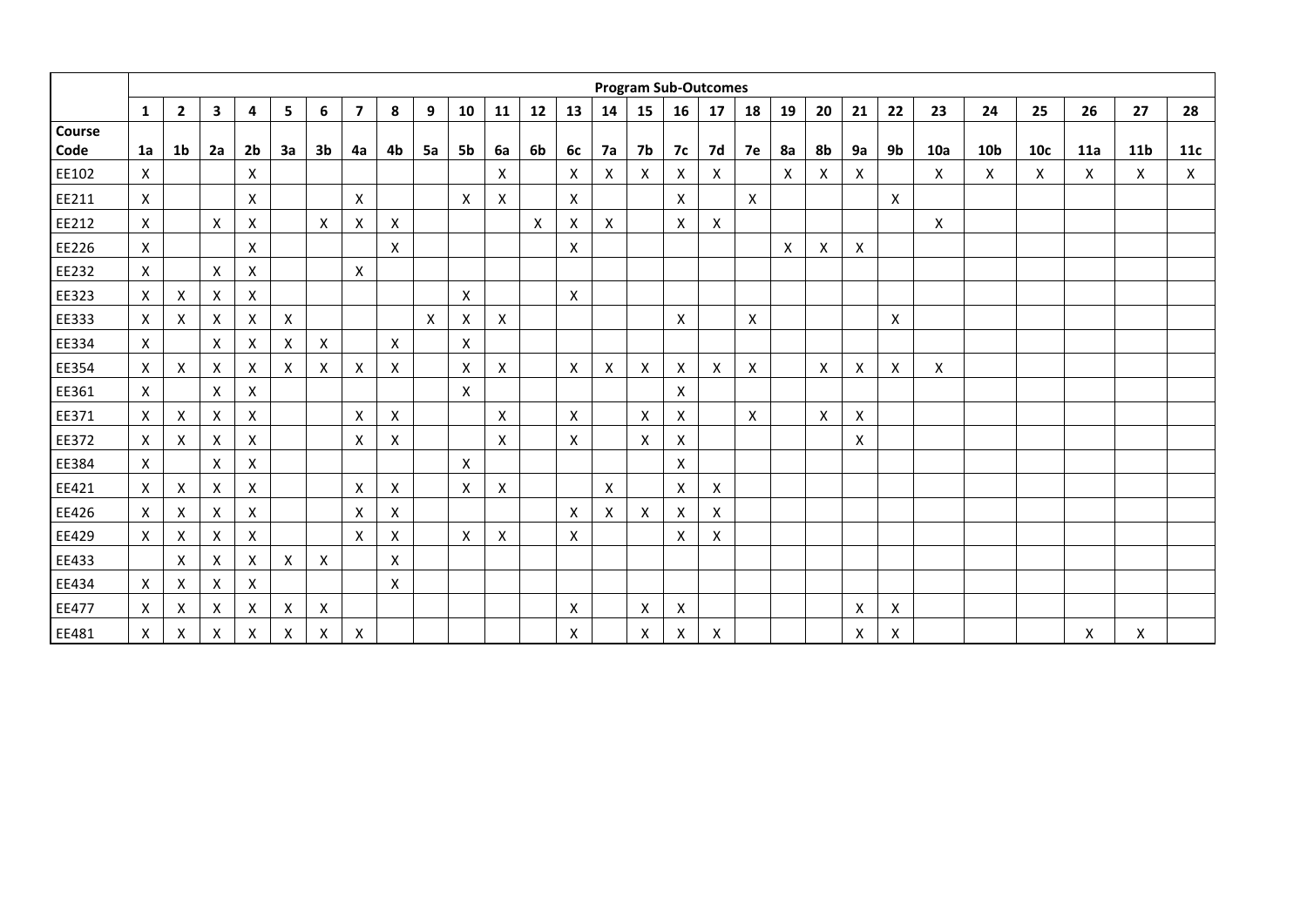| | Program Sub-Outcomes | | | | | | | | | | | | | | | | | | | | | | | | | | | |
|---|---|---|---|---|---|---|---|---|---|---|---|---|---|---|---|---|---|---|---|---|---|---|---|---|---|---|---|---|
| | 1 | 2 | 3 | 4 | 5 | 6 | 7 | 8 | 9 | 10 | 11 | 12 | 13 | 14 | 15 | 16 | 17 | 18 | 19 | 20 | 21 | 22 | 23 | 24 | 25 | 26 | 27 | 28 |
| Course Code | 1a | 1b | 2a | 2b | 3a | 3b | 4a | 4b | 5a | 5b | 6a | 6b | 6c | 7a | 7b | 7c | 7d | 7e | 8a | 8b | 9a | 9b | 10a | 10b | 10c | 11a | 11b | 11c |
| EE102 | X | | | X | | | | | | | X | | X | X | X | X | X | | X | X | X | | X | X | X | X | X | X |
| EE211 | X | | | X | | | X | | | X | X | | X | | | X | | X | | | | X | | | | | | |
| EE212 | X | | X | X | | X | X | X | | | | X | X | X | | X | X | | | | | | X | | | | | |
| EE226 | X | | | X | | | | X | | | | | X | | | | | | X | X | X | | | | | | | |
| EE232 | X | | X | X | | | X | | | | | | | | | | | | | | | | | | | | | |
| EE323 | X | X | X | X | | | | | | X | | | X | | | | | | | | | | | | | | | |
| EE333 | X | X | X | X | X | | | | X | X | X | | | | | X | | X | | | | X | | | | | | |
| EE334 | X | | X | X | X | X | | X | | X | | | | | | | | | | | | | | | | | | |
| EE354 | X | X | X | X | X | X | X | X | | X | X | | X | X | X | X | X | X | | X | X | X | X | | | | | |
| EE361 | X | | X | X | | | | | | X | | | | | | X | | | | | | | | | | | | |
| EE371 | X | X | X | X | | | X | X | | | X | | X | | X | X | | X | | X | X | | | | | | | |
| EE372 | X | X | X | X | | | X | X | | | X | | X | | X | X | | | | | X | | | | | | | |
| EE384 | X | | X | X | | | | | | X | | | | | | X | | | | | | | | | | | | |
| EE421 | X | X | X | X | | | X | X | | X | X | | | X | | X | X | | | | | | | | | | | |
| EE426 | X | X | X | X | | | X | X | | | | | X | X | X | X | X | | | | | | | | | | | |
| EE429 | X | X | X | X | | | X | X | | X | X | | X | | | X | X | | | | | | | | | | | |
| EE433 | | X | X | X | X | X | | X | | | | | | | | | | | | | | | | | | | | |
| EE434 | X | X | X | X | | | | X | | | | | | | | | | | | | | | | | | | | |
| EE477 | X | X | X | X | X | X | | | | | | | X | | X | X | | | | | X | X | | | | | | |
| EE481 | X | X | X | X | X | X | X | | | | | | X | | X | X | X | | | | X | X | | | | X | X | |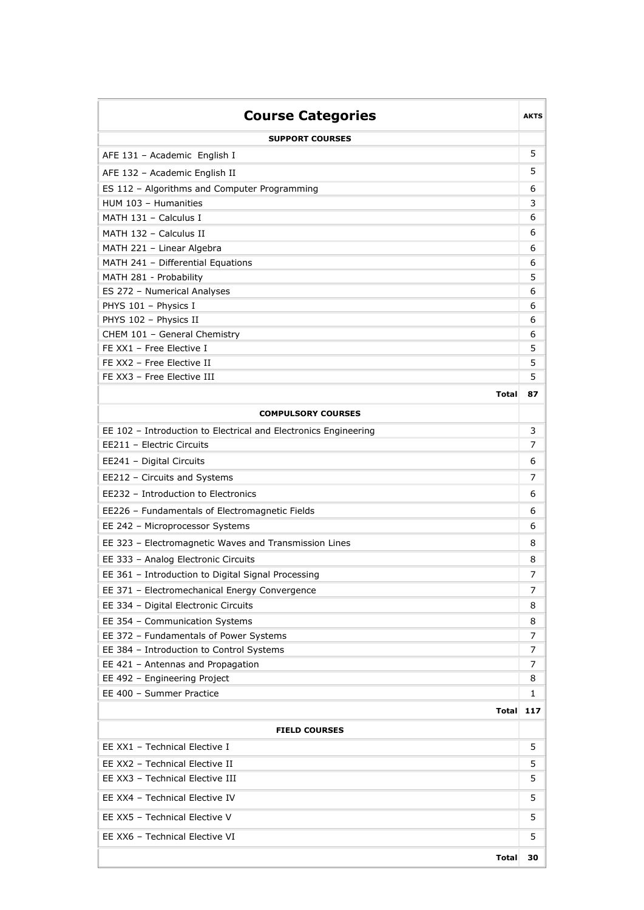| Course Categories | AKTS |
|---|---|
| **SUPPORT COURSES** | |
| AFE 131 – Academic English I | 5 |
| AFE 132 – Academic English II | 5 |
| ES 112 – Algorithms and Computer Programming | 6 |
| HUM 103 – Humanities | 3 |
| MATH 131 – Calculus I | 6 |
| MATH 132 – Calculus II | 6 |
| MATH 221 – Linear Algebra | 6 |
| MATH 241 – Differential Equations | 6 |
| MATH 281 - Probability | 5 |
| ES 272 – Numerical Analyses | 6 |
| PHYS 101 – Physics I | 6 |
| PHYS 102 – Physics II | 6 |
| CHEM 101 – General Chemistry | 6 |
| FE XX1 – Free Elective I | 5 |
| FE XX2 – Free Elective II | 5 |
| FE XX3 – Free Elective III | 5 |
| **Total** | **87** |
| **COMPULSORY COURSES** | |
| EE 102 – Introduction to Electrical and Electronics Engineering | 3 |
| EE211 – Electric Circuits | 7 |
| EE241 – Digital Circuits | 6 |
| EE212 – Circuits and Systems | 7 |
| EE232 – Introduction to Electronics | 6 |
| EE226 – Fundamentals of Electromagnetic Fields | 6 |
| EE 242 – Microprocessor Systems | 6 |
| EE 323 – Electromagnetic Waves and Transmission Lines | 8 |
| EE 333 – Analog Electronic Circuits | 8 |
| EE 361 – Introduction to Digital Signal Processing | 7 |
| EE 371 – Electromechanical Energy Convergence | 7 |
| EE 334 – Digital Electronic Circuits | 8 |
| EE 354 – Communication Systems | 8 |
| EE 372 – Fundamentals of Power Systems | 7 |
| EE 384 – Introduction to Control Systems | 7 |
| EE 421 – Antennas and Propagation | 7 |
| EE 492 – Engineering Project | 8 |
| EE 400 – Summer Practice | 1 |
| **Total** | **117** |
| **FIELD COURSES** | |
| EE XX1 – Technical Elective I | 5 |
| EE XX2 – Technical Elective II | 5 |
| EE XX3 – Technical Elective III | 5 |
| EE XX4 – Technical Elective IV | 5 |
| EE XX5 – Technical Elective V | 5 |
| EE XX6 – Technical Elective VI | 5 |
| **Total** | **30** |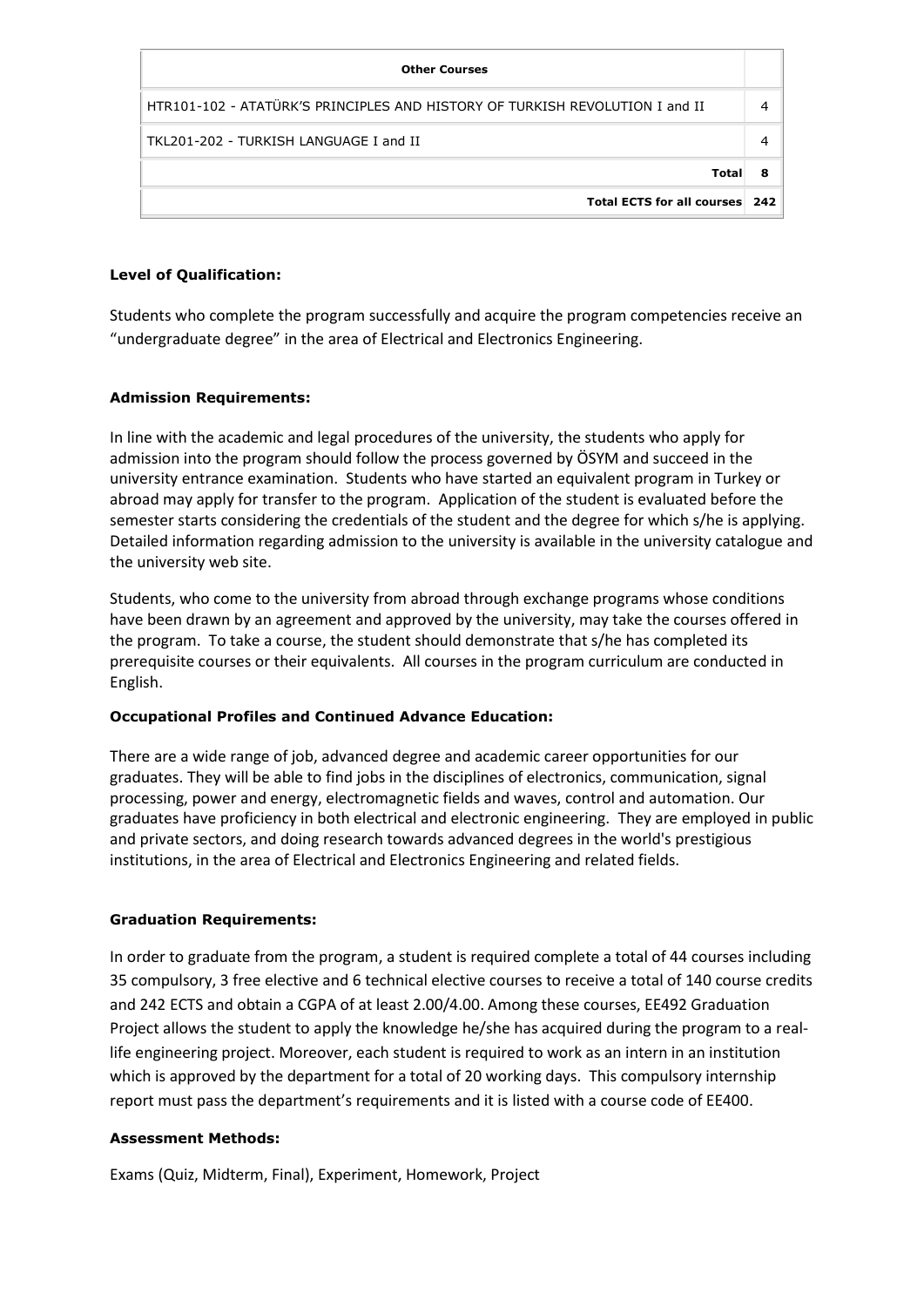| Other Courses | |
|---|---|
| HTR101-102 - ATATÜRK'S PRINCIPLES AND HISTORY OF TURKISH REVOLUTION I and II | 4 |
| TKL201-202 - TURKISH LANGUAGE I and II | 4 |
| **Total** | **8** |
| **Total ECTS for all courses** | **242** |

**Level of Qualification:**

Students who complete the program successfully and acquire the program competencies receive an "undergraduate degree" in the area of Electrical and Electronics Engineering.

**Admission Requirements:**

In line with the academic and legal procedures of the university, the students who apply for admission into the program should follow the process governed by ÖSYM and succeed in the university entrance examination. Students who have started an equivalent program in Turkey or abroad may apply for transfer to the program. Application of the student is evaluated before the semester starts considering the credentials of the student and the degree for which s/he is applying. Detailed information regarding admission to the university is available in the university catalogue and the university web site.

Students, who come to the university from abroad through exchange programs whose conditions have been drawn by an agreement and approved by the university, may take the courses offered in the program. To take a course, the student should demonstrate that s/he has completed its prerequisite courses or their equivalents. All courses in the program curriculum are conducted in English.

**Occupational Profiles and Continued Advance Education:**

There are a wide range of job, advanced degree and academic career opportunities for our graduates. They will be able to find jobs in the disciplines of electronics, communication, signal processing, power and energy, electromagnetic fields and waves, control and automation. Our graduates have proficiency in both electrical and electronic engineering. They are employed in public and private sectors, and doing research towards advanced degrees in the world's prestigious institutions, in the area of Electrical and Electronics Engineering and related fields.

**Graduation Requirements:**

In order to graduate from the program, a student is required complete a total of 44 courses including 35 compulsory, 3 free elective and 6 technical elective courses to receive a total of 140 course credits and 242 ECTS and obtain a CGPA of at least 2.00/4.00. Among these courses, EE492 Graduation Project allows the student to apply the knowledge he/she has acquired during the program to a real-life engineering project. Moreover, each student is required to work as an intern in an institution which is approved by the department for a total of 20 working days. This compulsory internship report must pass the department's requirements and it is listed with a course code of EE400.

**Assessment Methods:**

Exams (Quiz, Midterm, Final), Experiment, Homework, Project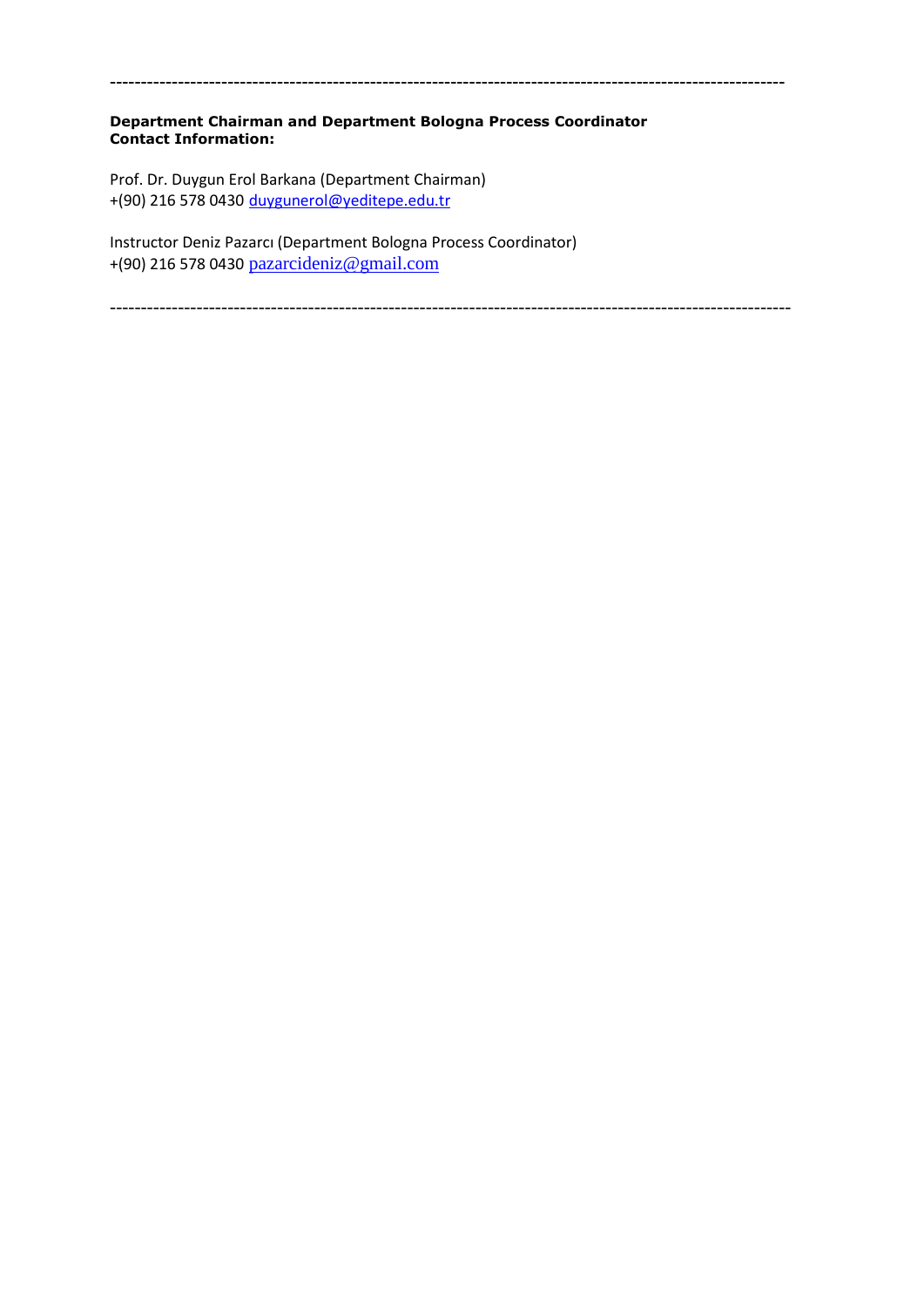---

**Department Chairman and Department Bologna Process Coordinator Contact Information:**

Prof. Dr. Duygun Erol Barkana (Department Chairman)
+(90) 216 578 0430 duygunerol@yeditepe.edu.tr

Instructor Deniz Pazarcı (Department Bologna Process Coordinator)
+(90) 216 578 0430 pazarcideniz@gmail.com

---